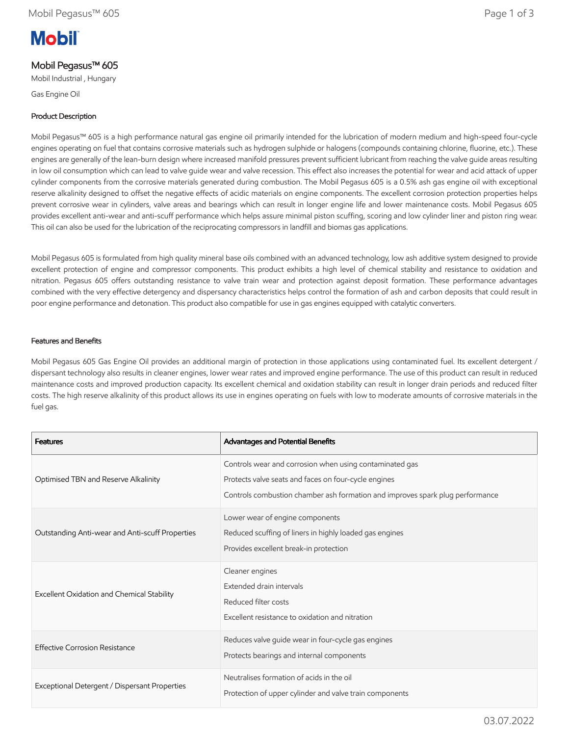# Mobil Pegasus™ 605

Mobil Industrial , Hungary

Gas Engine Oil

## Product Description

Mobil Pegasus™ 605 is a high performance natural gas engine oil primarily intended for the lubrication of modern medium and high-speed four-cycle engines operating on fuel that contains corrosive materials such as hydrogen sulphide or halogens (compounds containing chlorine, fluorine, etc.). These engines are generally of the lean-burn design where increased manifold pressures prevent sufficient lubricant from reaching the valve guide areas resulting in low oil consumption which can lead to valve guide wear and valve recession. This effect also increases the potential for wear and acid attack of upper cylinder components from the corrosive materials generated during combustion. The Mobil Pegasus 605 is a 0.5% ash gas engine oil with exceptional reserve alkalinity designed to offset the negative effects of acidic materials on engine components. The excellent corrosion protection properties helps prevent corrosive wear in cylinders, valve areas and bearings which can result in longer engine life and lower maintenance costs. Mobil Pegasus 605 provides excellent anti-wear and anti-scuff performance which helps assure minimal piston scuffing, scoring and low cylinder liner and piston ring wear. This oil can also be used for the lubrication of the reciprocating compressors in landfill and biomas gas applications.

Mobil Pegasus 605 is formulated from high quality mineral base oils combined with an advanced technology, low ash additive system designed to provide excellent protection of engine and compressor components. This product exhibits a high level of chemical stability and resistance to oxidation and nitration. Pegasus 605 offers outstanding resistance to valve train wear and protection against deposit formation. These performance advantages combined with the very effective detergency and dispersancy characteristics helps control the formation of ash and carbon deposits that could result in poor engine performance and detonation. This product also compatible for use in gas engines equipped with catalytic converters.

## Features and Benefits

Mobil Pegasus 605 Gas Engine Oil provides an additional margin of protection in those applications using contaminated fuel. Its excellent detergent / dispersant technology also results in cleaner engines, lower wear rates and improved engine performance. The use of this product can result in reduced maintenance costs and improved production capacity. Its excellent chemical and oxidation stability can result in longer drain periods and reduced filter costs. The high reserve alkalinity of this product allows its use in engines operating on fuels with low to moderate amounts of corrosive materials in the fuel gas.

| Features | Advantages and Potential Benefits |
| --- | --- |
| Optimised TBN and Reserve Alkalinity | Controls wear and corrosion when using contaminated gas<br>Protects valve seats and faces on four-cycle engines<br>Controls combustion chamber ash formation and improves spark plug performance |
| Outstanding Anti-wear and Anti-scuff Properties | Lower wear of engine components<br>Reduced scuffing of liners in highly loaded gas engines<br>Provides excellent break-in protection |
| Excellent Oxidation and Chemical Stability | Cleaner engines<br>Extended drain intervals<br>Reduced filter costs<br>Excellent resistance to oxidation and nitration |
| Effective Corrosion Resistance | Reduces valve guide wear in four-cycle gas engines<br>Protects bearings and internal components |
| Exceptional Detergent / Dispersant Properties | Neutralises formation of acids in the oil<br>Protection of upper cylinder and valve train components |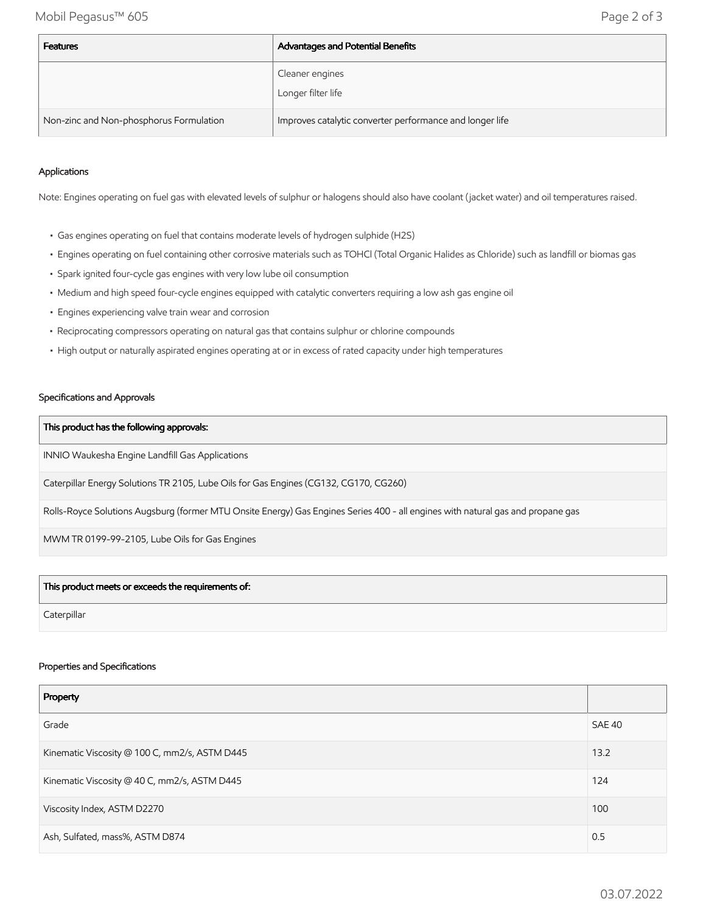| Features | Advantages and Potential Benefits |
| --- | --- |
| | Cleaner engines<br>Longer filter life |
| Non-zinc and Non-phosphorus Formulation | Improves catalytic converter performance and longer life |

### Applications

Note: Engines operating on fuel gas with elevated levels of sulphur or halogens should also have coolant (jacket water) and oil temperatures raised.

- Gas engines operating on fuel that contains moderate levels of hydrogen sulphide ($H_2S$)
- Engines operating on fuel containing other corrosive materials such as TOHCl (Total Organic Halides as Chloride) such as landfill or biomas gas
- Spark ignited four-cycle gas engines with very low lube oil consumption
- Medium and high speed four-cycle engines equipped with catalytic converters requiring a low ash gas engine oil
- Engines experiencing valve train wear and corrosion
- Reciprocating compressors operating on natural gas that contains sulphur or chlorine compounds
- High output or naturally aspirated engines operating at or in excess of rated capacity under high temperatures

### Specifications and Approvals

| This product has the following approvals: |
| --- |
| INNIO Waukesha Engine Landfill Gas Applications |
| Caterpillar Energy Solutions TR 2105, Lube Oils for Gas Engines (CG132, CG170, CG260) |
| Rolls-Royce Solutions Augsburg (former MTU Onsite Energy) Gas Engines Series 400 - all engines with natural gas and propane gas |
| MWM TR 0199-99-2105, Lube Oils for Gas Engines |

| This product meets or exceeds the requirements of: |
| --- |
| Caterpillar |

### Properties and Specifications

| Property | |
| --- | --- |
| Grade | SAE 40 |
| Kinematic Viscosity @ 100 C, mm2/s, ASTM D445 | 13.2 |
| Kinematic Viscosity @ 40 C, mm2/s, ASTM D445 | 124 |
| Viscosity Index, ASTM D2270 | 100 |
| Ash, Sulfated, mass%, ASTM D874 | 0.5 |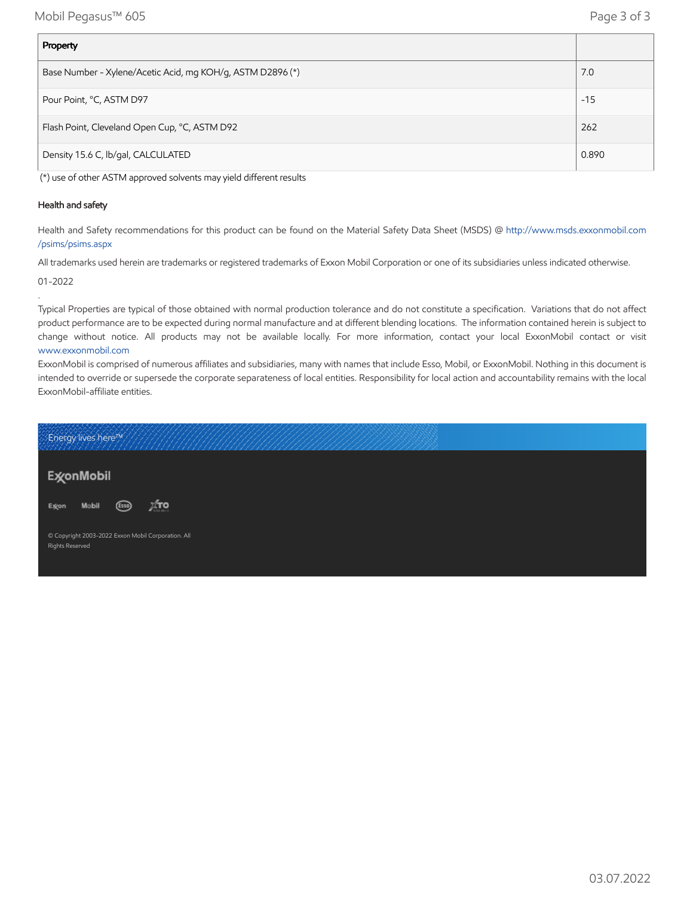| Property | |
|---|---|
| Base Number - Xylene/Acetic Acid, mg KOH/g, ASTM D2896 (*) | 7.0 |
| Pour Point, °C, ASTM D97 | -15 |
| Flash Point, Cleveland Open Cup, °C, ASTM D92 | 262 |
| Density 15.6 C, lb/gal, CALCULATED | 0.890 |

(*) use of other ASTM approved solvents may yield different results

### Health and safety

Health and Safety recommendations for this product can be found on the Material Safety Data Sheet (MSDS) @ http://www.msds.exxonmobil.com/psims/psims.aspx

All trademarks used herein are trademarks or registered trademarks of Exxon Mobil Corporation or one of its subsidiaries unless indicated otherwise.

01-2022

.

Typical Properties are typical of those obtained with normal production tolerance and do not constitute a specification. Variations that do not affect product performance are to be expected during normal manufacture and at different blending locations. The information contained herein is subject to change without notice. All products may not be available locally. For more information, contact your local ExxonMobil contact or visit www.exxonmobil.com

ExxonMobil is comprised of numerous affiliates and subsidiaries, many with names that include Esso, Mobil, or ExxonMobil. Nothing in this document is intended to override or supersede the corporate separateness of local entities. Responsibility for local action and accountability remains with the local ExxonMobil-affiliate entities.

Energy lives here™

ExxonMobil

Exxon Mobil Esso XTO

© Copyright 2003-2022 Exxon Mobil Corporation. All Rights Reserved